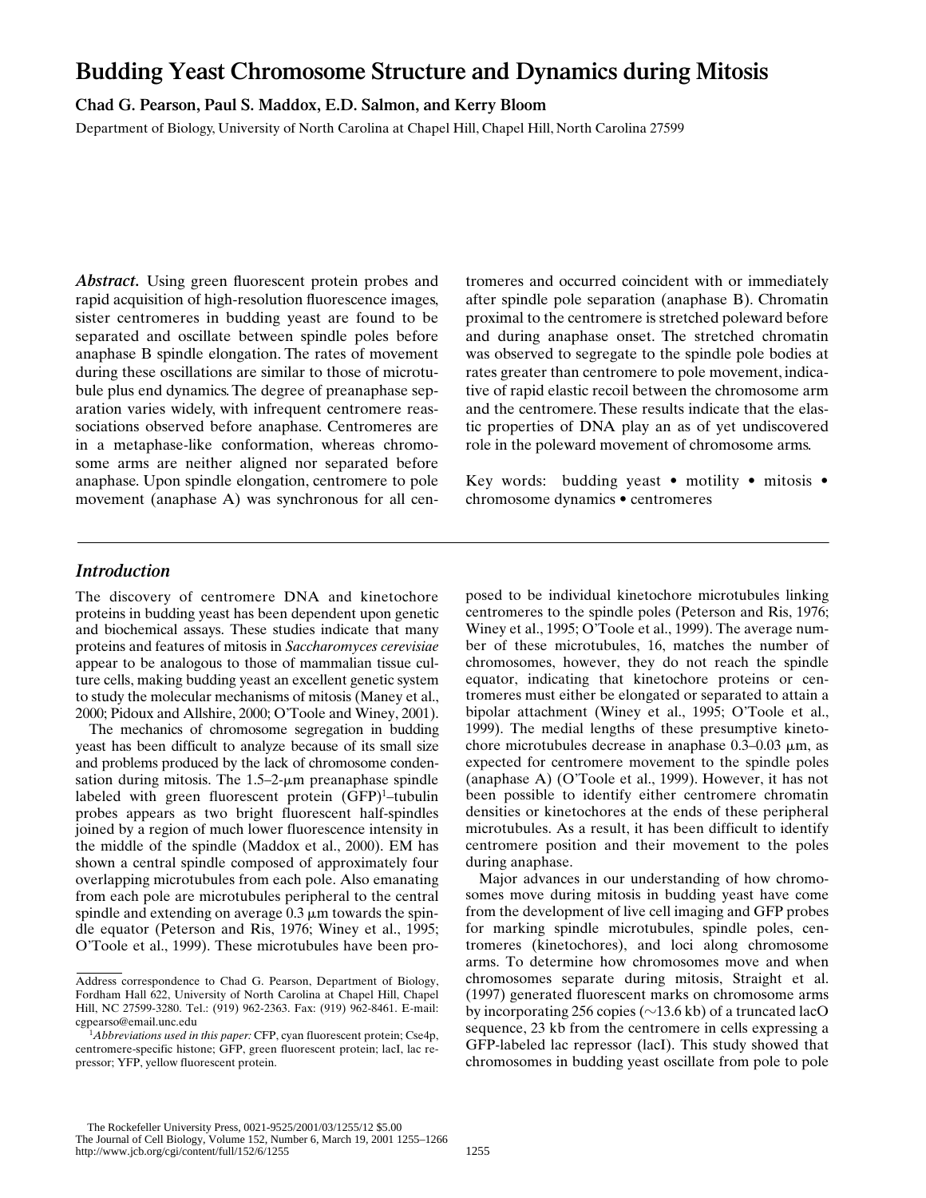# Budding Yeast Chromosome Structure and Dynamics during Mitosis

**Chad G. Pearson, Paul S. Maddox, E.D. Salmon, and Kerry Bloom**

Department of Biology, University of North Carolina at Chapel Hill, Chapel Hill, North Carolina 27599

***Abstract.*** Using green fluorescent protein probes and rapid acquisition of high-resolution fluorescence images, sister centromeres in budding yeast are found to be separated and oscillate between spindle poles before anaphase B spindle elongation. The rates of movement during these oscillations are similar to those of microtubule plus end dynamics. The degree of preanaphase separation varies widely, with infrequent centromere reassociations observed before anaphase. Centromeres are in a metaphase-like conformation, whereas chromosome arms are neither aligned nor separated before anaphase. Upon spindle elongation, centromere to pole movement (anaphase A) was synchronous for all centromeres and occurred coincident with or immediately after spindle pole separation (anaphase B). Chromatin proximal to the centromere is stretched poleward before and during anaphase onset. The stretched chromatin was observed to segregate to the spindle pole bodies at rates greater than centromere to pole movement, indicative of rapid elastic recoil between the chromosome arm and the centromere. These results indicate that the elastic properties of DNA play an as of yet undiscovered role in the poleward movement of chromosome arms.

Key words: budding yeast • motility • mitosis • chromosome dynamics • centromeres

## *Introduction*

The discovery of centromere DNA and kinetochore proteins in budding yeast has been dependent upon genetic and biochemical assays. These studies indicate that many proteins and features of mitosis in *Saccharomyces cerevisiae* appear to be analogous to those of mammalian tissue culture cells, making budding yeast an excellent genetic system to study the molecular mechanisms of mitosis (Maney et al., 2000; Pidoux and Allshire, 2000; O'Toole and Winey, 2001).

The mechanics of chromosome segregation in budding yeast has been difficult to analyze because of its small size and problems produced by the lack of chromosome condensation during mitosis. The 1.5–2-μm preanaphase spindle labeled with green fluorescent protein (GFP)[1]–tubulin probes appears as two bright fluorescent half-spindles joined by a region of much lower fluorescence intensity in the middle of the spindle (Maddox et al., 2000). EM has shown a central spindle composed of approximately four overlapping microtubules from each pole. Also emanating from each pole are microtubules peripheral to the central spindle and extending on average 0.3 μm towards the spindle equator (Peterson and Ris, 1976; Winey et al., 1995; O'Toole et al., 1999). These microtubules have been proposed to be individual kinetochore microtubules linking centromeres to the spindle poles (Peterson and Ris, 1976; Winey et al., 1995; O'Toole et al., 1999). The average number of these microtubules, 16, matches the number of chromosomes, however, they do not reach the spindle equator, indicating that kinetochore proteins or centromeres must either be elongated or separated to attain a bipolar attachment (Winey et al., 1995; O'Toole et al., 1999). The medial lengths of these presumptive kinetochore microtubules decrease in anaphase 0.3–0.03 μm, as expected for centromere movement to the spindle poles (anaphase A) (O'Toole et al., 1999). However, it has not been possible to identify either centromere chromatin densities or kinetochores at the ends of these peripheral microtubules. As a result, it has been difficult to identify centromere position and their movement to the poles during anaphase.

Major advances in our understanding of how chromosomes move during mitosis in budding yeast have come from the development of live cell imaging and GFP probes for marking spindle microtubules, spindle poles, centromeres (kinetochores), and loci along chromosome arms. To determine how chromosomes move and when chromosomes separate during mitosis, Straight et al. (1997) generated fluorescent marks on chromosome arms by incorporating 256 copies (∼13.6 kb) of a truncated lacO sequence, 23 kb from the centromere in cells expressing a GFP-labeled lac repressor (lacI). This study showed that chromosomes in budding yeast oscillate from pole to pole

Address correspondence to Chad G. Pearson, Department of Biology, Fordham Hall 622, University of North Carolina at Chapel Hill, Chapel Hill, NC 27599-3280. Tel.: (919) 962-2363. Fax: (919) 962-8461. E-mail: cgpearso@email.unc.edu

[1]*Abbreviations used in this paper:* CFP, cyan fluorescent protein; Cse4p, centromere-specific histone; GFP, green fluorescent protein; lacI, lac repressor; YFP, yellow fluorescent protein.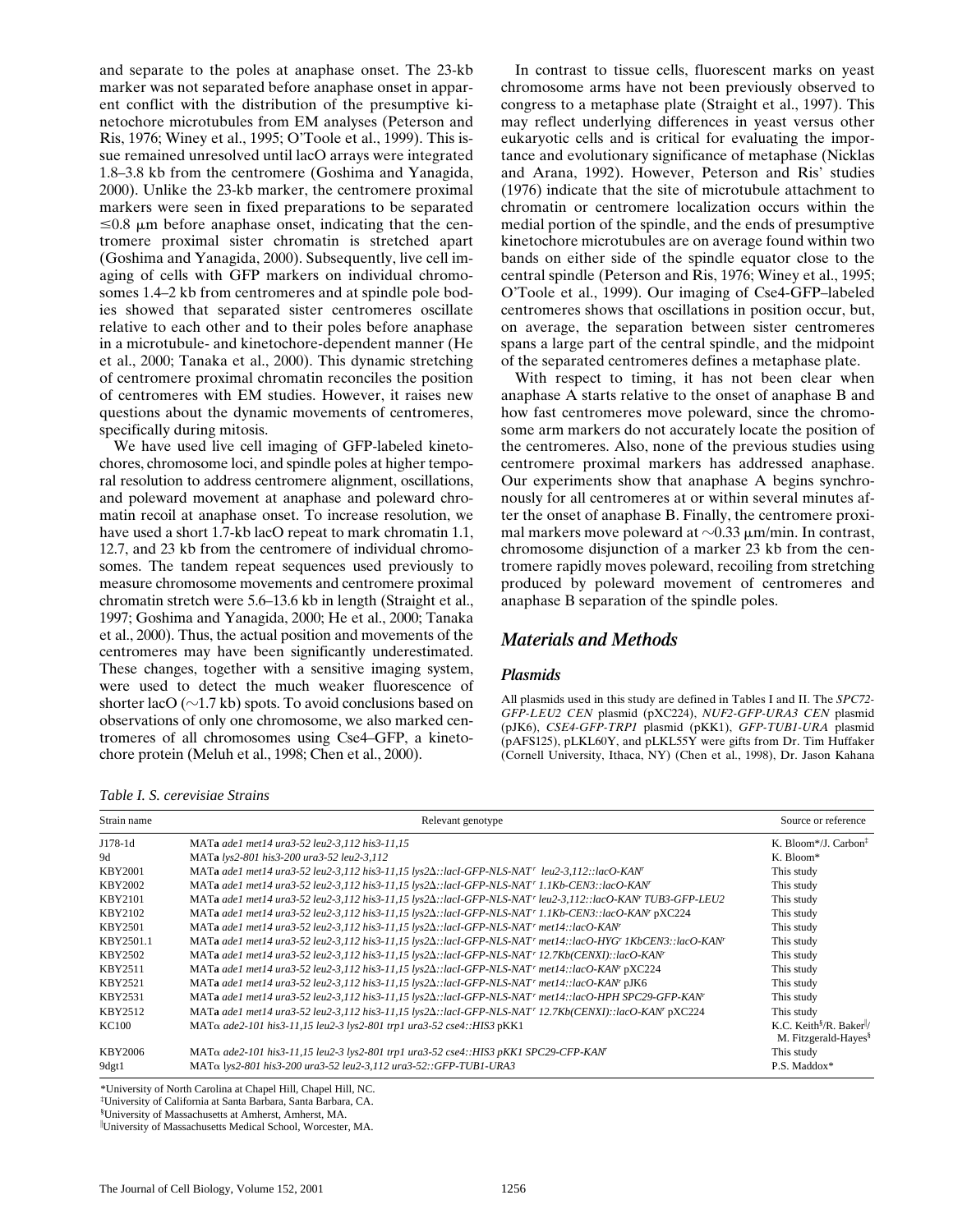and separate to the poles at anaphase onset. The 23-kb marker was not separated before anaphase onset in apparent conflict with the distribution of the presumptive kinetochore microtubules from EM analyses (Peterson and Ris, 1976; Winey et al., 1995; O'Toole et al., 1999). This issue remained unresolved until lacO arrays were integrated 1.8–3.8 kb from the centromere (Goshima and Yanagida, 2000). Unlike the 23-kb marker, the centromere proximal markers were seen in fixed preparations to be separated ≤0.8 μm before anaphase onset, indicating that the centromere proximal sister chromatin is stretched apart (Goshima and Yanagida, 2000). Subsequently, live cell imaging of cells with GFP markers on individual chromosomes 1.4–2 kb from centromeres and at spindle pole bodies showed that separated sister centromeres oscillate relative to each other and to their poles before anaphase in a microtubule- and kinetochore-dependent manner (He et al., 2000; Tanaka et al., 2000). This dynamic stretching of centromere proximal chromatin reconciles the position of centromeres with EM studies. However, it raises new questions about the dynamic movements of centromeres, specifically during mitosis.

We have used live cell imaging of GFP-labeled kinetochores, chromosome loci, and spindle poles at higher temporal resolution to address centromere alignment, oscillations, and poleward movement at anaphase and poleward chromatin recoil at anaphase onset. To increase resolution, we have used a short 1.7-kb lacO repeat to mark chromatin 1.1, 12.7, and 23 kb from the centromere of individual chromosomes. The tandem repeat sequences used previously to measure chromosome movements and centromere proximal chromatin stretch were 5.6–13.6 kb in length (Straight et al., 1997; Goshima and Yanagida, 2000; He et al., 2000; Tanaka et al., 2000). Thus, the actual position and movements of the centromeres may have been significantly underestimated. These changes, together with a sensitive imaging system, were used to detect the much weaker fluorescence of shorter lacO (~1.7 kb) spots. To avoid conclusions based on observations of only one chromosome, we also marked centromeres of all chromosomes using Cse4–GFP, a kinetochore protein (Meluh et al., 1998; Chen et al., 2000).

In contrast to tissue cells, fluorescent marks on yeast chromosome arms have not been previously observed to congress to a metaphase plate (Straight et al., 1997). This may reflect underlying differences in yeast versus other eukaryotic cells and is critical for evaluating the importance and evolutionary significance of metaphase (Nicklas and Arana, 1992). However, Peterson and Ris' studies (1976) indicate that the site of microtubule attachment to chromatin or centromere localization occurs within the medial portion of the spindle, and the ends of presumptive kinetochore microtubules are on average found within two bands on either side of the spindle equator close to the central spindle (Peterson and Ris, 1976; Winey et al., 1995; O'Toole et al., 1999). Our imaging of Cse4-GFP–labeled centromeres shows that oscillations in position occur, but, on average, the separation between sister centromeres spans a large part of the central spindle, and the midpoint of the separated centromeres defines a metaphase plate.

With respect to timing, it has not been clear when anaphase A starts relative to the onset of anaphase B and how fast centromeres move poleward, since the chromosome arm markers do not accurately locate the position of the centromeres. Also, none of the previous studies using centromere proximal markers has addressed anaphase. Our experiments show that anaphase A begins synchronously for all centromeres at or within several minutes after the onset of anaphase B. Finally, the centromere proximal markers move poleward at ~0.33 μm/min. In contrast, chromosome disjunction of a marker 23 kb from the centromere rapidly moves poleward, recoiling from stretching produced by poleward movement of centromeres and anaphase B separation of the spindle poles.

## Materials and Methods

### Plasmids

All plasmids used in this study are defined in Tables I and II. The *SPC72-GFP-LEU2 CEN* plasmid (pXC224), *NUF2-GFP-URA3 CEN* plasmid (pJK6), *CSE4-GFP-TRP1* plasmid (pKK1), *GFP-TUB1-URA* plasmid (pAFS125), pLKL60Y, and pLKL55Y were gifts from Dr. Tim Huffaker (Cornell University, Ithaca, NY) (Chen et al., 1998), Dr. Jason Kahana

*Table I. S. cerevisiae Strains*

| Strain name | Relevant genotype | Source or reference |
|---|---|---|
| J178-1d | MAT**a** *ade1 met14 ura3-52 leu2-3,112 his3-11,15* | K. Bloom*/J. Carbon‡ |
| 9d | MAT**a** *lys2-801 his3-200 ura3-52 leu2-3,112* | K. Bloom* |
| KBY2001 | MAT**a** *ade1 met14 ura3-52 leu2-3,112 his3-11,15 lys2Δ::lacI-GFP-NLS-NAT$^r$ leu2-3,112::lacO-KAN$^r$* | This study |
| KBY2002 | MAT**a** *ade1 met14 ura3-52 leu2-3,112 his3-11,15 lys2Δ::lacI-GFP-NLS-NAT$^r$ 1.1Kb-CEN3::lacO-KAN$^r$* | This study |
| KBY2101 | MAT**a** *ade1 met14 ura3-52 leu2-3,112 his3-11,15 lys2Δ::lacI-GFP-NLS-NAT$^r$ leu2-3,112::lacO-KAN$^r$ TUB3-GFP-LEU2* | This study |
| KBY2102 | MAT**a** *ade1 met14 ura3-52 leu2-3,112 his3-11,15 lys2Δ::lacI-GFP-NLS-NAT$^r$ 1.1Kb-CEN3::lacO-KAN$^r$* pXC224 | This study |
| KBY2501 | MAT**a** *ade1 met14 ura3-52 leu2-3,112 his3-11,15 lys2Δ::lacI-GFP-NLS-NAT$^r$ met14::lacO-KAN$^r$* | This study |
| KBY2501.1 | MAT**a** *ade1 met14 ura3-52 leu2-3,112 his3-11,15 lys2Δ::lacI-GFP-NLS-NAT$^r$ met14::lacO-HYG$^r$ 1KbCEN3::lacO-KAN$^r$* | This study |
| KBY2502 | MAT**a** *ade1 met14 ura3-52 leu2-3,112 his3-11,15 lys2Δ::lacI-GFP-NLS-NAT$^r$ 12.7Kb(CENXI)::lacO-KAN$^r$* | This study |
| KBY2511 | MAT**a** *ade1 met14 ura3-52 leu2-3,112 his3-11,15 lys2Δ::lacI-GFP-NLS-NAT$^r$ met14::lacO-KAN$^r$* pXC224 | This study |
| KBY2521 | MAT**a** *ade1 met14 ura3-52 leu2-3,112 his3-11,15 lys2Δ::lacI-GFP-NLS-NAT$^r$ met14::lacO-KAN$^r$* pJK6 | This study |
| KBY2531 | MAT**a** *ade1 met14 ura3-52 leu2-3,112 his3-11,15 lys2Δ::lacI-GFP-NLS-NAT$^r$ met14::lacO-HPH SPC29-GFP-KAN$^r$* | This study |
| KBY2512 | MAT**a** *ade1 met14 ura3-52 leu2-3,112 his3-11,15 lys2Δ::lacI-GFP-NLS-NAT$^r$ 12.7Kb(CENXI)::lacO-KAN$^r$* pXC224 | This study |
| KC100 | MATα *ade2-101 his3-11,15 leu2-3 lys2-801 trp1 ura3-52 cse4::HIS3* pKK1 | K.C. Keith§/R. Baker‖/ M. Fitzgerald-Hayes§ |
| KBY2006 | MATα *ade2-101 his3-11,15 leu2-3 lys2-801 trp1 ura3-52 cse4::HIS3 pKK1 SPC29-CFP-KAN$^r$* | This study |
| 9dgt1 | MATα *lys2-801 his3-200 ura3-52 leu2-3,112 ura3-52::GFP-TUB1-URA3* | P.S. Maddox* |

*University of North Carolina at Chapel Hill, Chapel Hill, NC.
‡University of California at Santa Barbara, Santa Barbara, CA.
§University of Massachusetts at Amherst, Amherst, MA.
‖University of Massachusetts Medical School, Worcester, MA.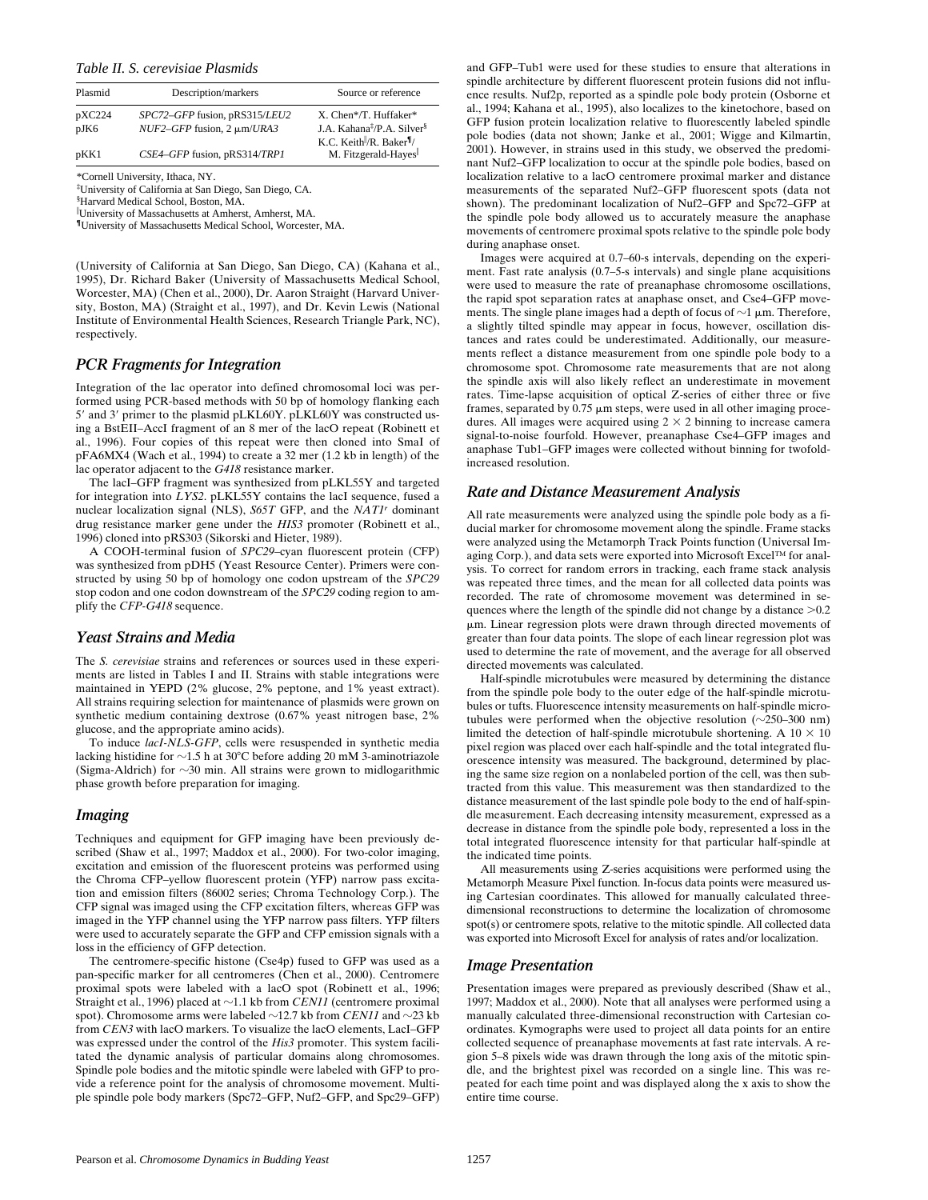*Table II. S. cerevisiae Plasmids*

| Plasmid | Description/markers | Source or reference |
|---|---|---|
| pXC224 | *SPC72–GFP* fusion, pRS315/*LEU2* | X. Chen*/T. Huffaker* |
| pJK6 | *NUF2–GFP* fusion, 2 μm/*URA3* | J.A. Kahana‡/P.A. Silver§ |
| | | K.C. Keith‖/R. Baker¶/ |
| pKK1 | *CSE4–GFP* fusion, pRS314/*TRP1* | M. Fitzgerald-Hayes‖ |

*Cornell University, Ithaca, NY.
‡University of California at San Diego, San Diego, CA.
§Harvard Medical School, Boston, MA.
‖University of Massachusetts at Amherst, Amherst, MA.
¶University of Massachusetts Medical School, Worcester, MA.

(University of California at San Diego, San Diego, CA) (Kahana et al., 1995), Dr. Richard Baker (University of Massachusetts Medical School, Worcester, MA) (Chen et al., 2000), Dr. Aaron Straight (Harvard University, Boston, MA) (Straight et al., 1997), and Dr. Kevin Lewis (National Institute of Environmental Health Sciences, Research Triangle Park, NC), respectively.

## PCR Fragments for Integration

Integration of the lac operator into defined chromosomal loci was performed using PCR-based methods with 50 bp of homology flanking each 5′ and 3′ primer to the plasmid pLKL60Y. pLKL60Y was constructed using a BstEII–AccI fragment of an 8 mer of the lacO repeat (Robinett et al., 1996). Four copies of this repeat were then cloned into SmaI of pFA6MX4 (Wach et al., 1994) to create a 32 mer (1.2 kb in length) of the lac operator adjacent to the *G418* resistance marker.

The lacI–GFP fragment was synthesized from pLKL55Y and targeted for integration into *LYS2*. pLKL55Y contains the lacI sequence, fused a nuclear localization signal (NLS), *S65T* GFP, and the *NAT1r* dominant drug resistance marker gene under the *HIS3* promoter (Robinett et al., 1996) cloned into pRS303 (Sikorski and Hieter, 1989).

A COOH-terminal fusion of *SPC29*–cyan fluorescent protein (CFP) was synthesized from pDH5 (Yeast Resource Center). Primers were constructed by using 50 bp of homology one codon upstream of the *SPC29* stop codon and one codon downstream of the *SPC29* coding region to amplify the *CFP-G418* sequence.

## Yeast Strains and Media

The *S. cerevisiae* strains and references or sources used in these experiments are listed in Tables I and II. Strains with stable integrations were maintained in YEPD (2% glucose, 2% peptone, and 1% yeast extract). All strains requiring selection for maintenance of plasmids were grown on synthetic medium containing dextrose (0.67% yeast nitrogen base, 2% glucose, and the appropriate amino acids).

To induce *lacI-NLS-GFP*, cells were resuspended in synthetic media lacking histidine for ∼1.5 h at 30°C before adding 20 mM 3-aminotriazole (Sigma-Aldrich) for ∼30 min. All strains were grown to midlogarithmic phase growth before preparation for imaging.

## Imaging

Techniques and equipment for GFP imaging have been previously described (Shaw et al., 1997; Maddox et al., 2000). For two-color imaging, excitation and emission of the fluorescent proteins was performed using the Chroma CFP–yellow fluorescent protein (YFP) narrow pass excitation and emission filters (86002 series; Chroma Technology Corp.). The CFP signal was imaged using the CFP excitation filters, whereas GFP was imaged in the YFP channel using the YFP narrow pass filters. YFP filters were used to accurately separate the GFP and CFP emission signals with a loss in the efficiency of GFP detection.

The centromere-specific histone (Cse4p) fused to GFP was used as a pan-specific marker for all centromeres (Chen et al., 2000). Centromere proximal spots were labeled with a lacO spot (Robinett et al., 1996; Straight et al., 1996) placed at ∼1.1 kb from *CEN11* (centromere proximal spot). Chromosome arms were labeled ∼12.7 kb from *CEN11* and ∼23 kb from *CEN3* with lacO markers. To visualize the lacO elements, LacI–GFP was expressed under the control of the *His3* promoter. This system facilitated the dynamic analysis of particular domains along chromosomes. Spindle pole bodies and the mitotic spindle were labeled with GFP to provide a reference point for the analysis of chromosome movement. Multiple spindle pole body markers (Spc72–GFP, Nuf2–GFP, and Spc29–GFP) and GFP–Tub1 were used for these studies to ensure that alterations in spindle architecture by different fluorescent protein fusions did not influence results. Nuf2p, reported as a spindle pole body protein (Osborne et al., 1994; Kahana et al., 1995), also localizes to the kinetochore, based on GFP fusion protein localization relative to fluorescently labeled spindle pole bodies (data not shown; Janke et al., 2001; Wigge and Kilmartin, 2001). However, in strains used in this study, we observed the predominant Nuf2–GFP localization to occur at the spindle pole bodies, based on localization relative to a lacO centromere proximal marker and distance measurements of the separated Nuf2–GFP fluorescent spots (data not shown). The predominant localization of Nuf2–GFP and Spc72–GFP at the spindle pole body allowed us to accurately measure the anaphase movements of centromere proximal spots relative to the spindle pole body during anaphase onset.

Images were acquired at 0.7–60-s intervals, depending on the experiment. Fast rate analysis (0.7–5-s intervals) and single plane acquisitions were used to measure the rate of preanaphase chromosome oscillations, the rapid spot separation rates at anaphase onset, and Cse4–GFP movements. The single plane images had a depth of focus of ∼1 μm. Therefore, a slightly tilted spindle may appear in focus, however, oscillation distances and rates could be underestimated. Additionally, our measurements reflect a distance measurement from one spindle pole body to a chromosome spot. Chromosome rate measurements that are not along the spindle axis will also likely reflect an underestimate in movement rates. Time-lapse acquisition of optical Z-series of either three or five frames, separated by 0.75 μm steps, were used in all other imaging procedures. All images were acquired using 2 × 2 binning to increase camera signal-to-noise fourfold. However, preanaphase Cse4–GFP images and anaphase Tub1–GFP images were collected without binning for twofold-increased resolution.

## Rate and Distance Measurement Analysis

All rate measurements were analyzed using the spindle pole body as a fiducial marker for chromosome movement along the spindle. Frame stacks were analyzed using the Metamorph Track Points function (Universal Imaging Corp.), and data sets were exported into Microsoft Excel™ for analysis. To correct for random errors in tracking, each frame stack analysis was repeated three times, and the mean for all collected data points was recorded. The rate of chromosome movement was determined in sequences where the length of the spindle did not change by a distance >0.2 μm. Linear regression plots were drawn through directed movements of greater than four data points. The slope of each linear regression plot was used to determine the rate of movement, and the average for all observed directed movements was calculated.

Half-spindle microtubules were measured by determining the distance from the spindle pole body to the outer edge of the half-spindle microtubules or tufts. Fluorescence intensity measurements on half-spindle microtubules were performed when the objective resolution (∼250–300 nm) limited the detection of half-spindle microtubule shortening. A 10 × 10 pixel region was placed over each half-spindle and the total integrated fluorescence intensity was measured. The background, determined by placing the same size region on a nonlabeled portion of the cell, was then subtracted from this value. This measurement was then standardized to the distance measurement of the last spindle pole body to the end of half-spindle measurement. Each decreasing intensity measurement, expressed as a decrease in distance from the spindle pole body, represented a loss in the total integrated fluorescence intensity for that particular half-spindle at the indicated time points.

All measurements using Z-series acquisitions were performed using the Metamorph Measure Pixel function. In-focus data points were measured using Cartesian coordinates. This allowed for manually calculated three-dimensional reconstructions to determine the localization of chromosome spot(s) or centromere spots, relative to the mitotic spindle. All collected data was exported into Microsoft Excel for analysis of rates and/or localization.

## Image Presentation

Presentation images were prepared as previously described (Shaw et al., 1997; Maddox et al., 2000). Note that all analyses were performed using a manually calculated three-dimensional reconstruction with Cartesian coordinates. Kymographs were used to project all data points for an entire collected sequence of preanaphase movements at fast rate intervals. A region 5–8 pixels wide was drawn through the long axis of the mitotic spindle, and the brightest pixel was recorded on a single line. This was repeated for each time point and was displayed along the x axis to show the entire time course.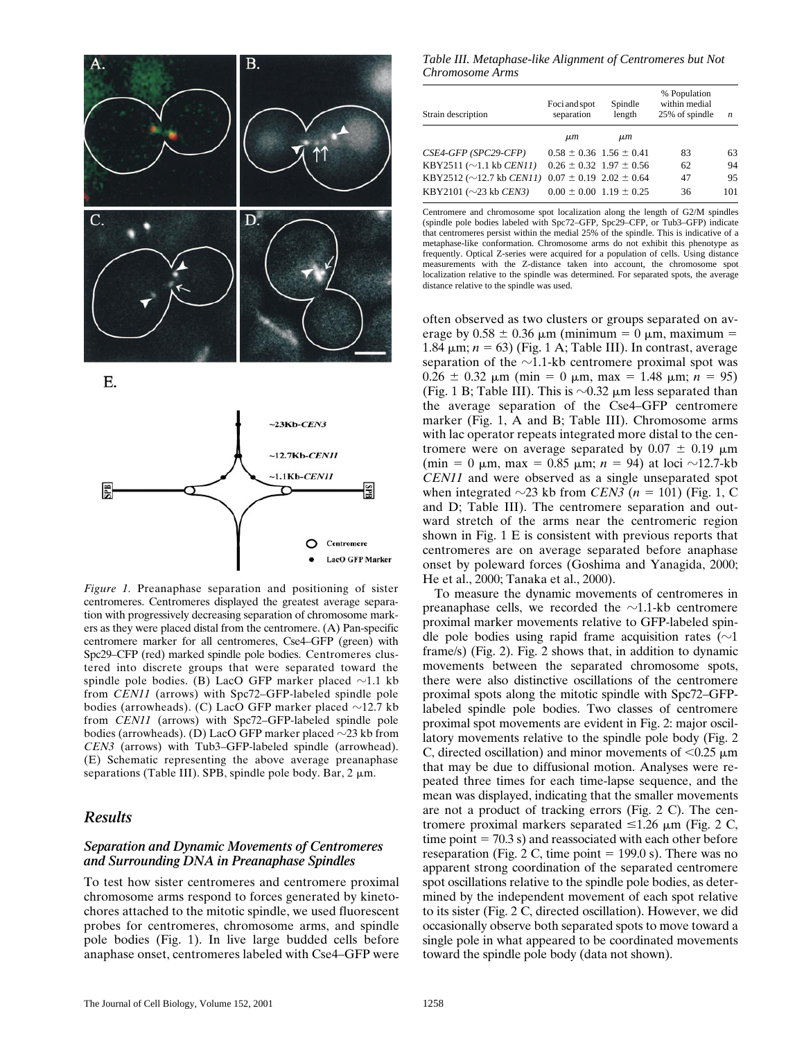Figure 1. Preanaphase separation and positioning of sister centromeres. Centromeres displayed the greatest average separation with progressively decreasing separation of chromosome markers as they were placed distal from the centromere. (A) Pan-specific centromere marker for all centromeres, Cse4–GFP (green) with Spc29–CFP (red) marked spindle pole bodies. Centromeres clustered into discrete groups that were separated toward the spindle pole bodies. (B) LacO GFP marker placed ~1.1 kb from *CEN11* (arrows) with Spc72–GFP-labeled spindle pole bodies (arrowheads). (C) LacO GFP marker placed ~12.7 kb from *CEN11* (arrows) with Spc72–GFP-labeled spindle pole bodies (arrowheads). (D) LacO GFP marker placed ~23 kb from *CEN3* (arrows) with Tub3–GFP-labeled spindle (arrowhead). (E) Schematic representing the above average preanaphase separations (Table III). SPB, spindle pole body. Bar, 2 μm.

## Results

### Separation and Dynamic Movements of Centromeres and Surrounding DNA in Preanaphase Spindles

To test how sister centromeres and centromere proximal chromosome arms respond to forces generated by kinetochores attached to the mitotic spindle, we used fluorescent probes for centromeres, chromosome arms, and spindle pole bodies (Fig. 1). In live large budded cells before anaphase onset, centromeres labeled with Cse4–GFP were often observed as two clusters or groups separated on average by 0.58 ± 0.36 μm (minimum = 0 μm, maximum = 1.84 μm; $n = 63$) (Fig. 1 A; Table III). In contrast, average separation of the ~1.1-kb centromere proximal spot was 0.26 ± 0.32 μm (min = 0 μm, max = 1.48 μm; $n = 95$) (Fig. 1 B; Table III). This is ~0.32 μm less separated than the average separation of the Cse4–GFP centromere marker (Fig. 1, A and B; Table III). Chromosome arms with lac operator repeats integrated more distal to the centromere were on average separated by 0.07 ± 0.19 μm (min = 0 μm, max = 0.85 μm; $n = 94$) at loci ~12.7-kb *CEN11* and were observed as a single unseparated spot when integrated ~23 kb from *CEN3* ($n = 101$) (Fig. 1, C and D; Table III). The centromere separation and outward stretch of the arms near the centromeric region shown in Fig. 1 E is consistent with previous reports that centromeres are on average separated before anaphase onset by poleward forces (Goshima and Yanagida, 2000; He et al., 2000; Tanaka et al., 2000).

To measure the dynamic movements of centromeres in preanaphase cells, we recorded the ~1.1-kb centromere proximal marker movements relative to GFP-labeled spindle pole bodies using rapid frame acquisition rates (~1 frame/s) (Fig. 2). Fig. 2 shows that, in addition to dynamic movements between the separated chromosome spots, there were also distinctive oscillations of the centromere proximal spots along the mitotic spindle with Spc72–GFP-labeled spindle pole bodies. Two classes of centromere proximal spot movements are evident in Fig. 2: major oscillatory movements relative to the spindle pole body (Fig. 2 C, directed oscillation) and minor movements of <0.25 μm that may be due to diffusional motion. Analyses were repeated three times for each time-lapse sequence, and the mean was displayed, indicating that the smaller movements are not a product of tracking errors (Fig. 2 C). The centromere proximal markers separated ≤1.26 μm (Fig. 2 C, time point = 70.3 s) and reassociated with each other before reseparation (Fig. 2 C, time point = 199.0 s). There was no apparent strong coordination of the separated centromere spot oscillations relative to the spindle pole bodies, as determined by the independent movement of each spot relative to its sister (Fig. 2 C, directed oscillation). However, we did occasionally observe both separated spots to move toward a single pole in what appeared to be coordinated movements toward the spindle pole body (data not shown).

*Table III. Metaphase-like Alignment of Centromeres but Not Chromosome Arms*

| Strain description | Foci and spot separation | Spindle length | % Population within medial 25% of spindle | *n* |
|---|---|---|---|---|
| | *μm* | *μm* | | |
| *CSE4-GFP (SPC29-CFP)* | 0.58 ± 0.36 | 1.56 ± 0.41 | 83 | 63 |
| KBY2511 (~1.1 kb *CEN11)* | 0.26 ± 0.32 | 1.97 ± 0.56 | 62 | 94 |
| KBY2512 (~12.7 kb *CEN11)* | 0.07 ± 0.19 | 2.02 ± 0.64 | 47 | 95 |
| KBY2101 (~23 kb *CEN3)* | 0.00 ± 0.00 | 1.19 ± 0.25 | 36 | 101 |

Centromere and chromosome spot localization along the length of G2/M spindles (spindle pole bodies labeled with Spc72–GFP, Spc29–CFP, or Tub3–GFP) indicate that centromeres persist within the medial 25% of the spindle. This is indicative of a metaphase-like conformation. Chromosome arms do not exhibit this phenotype as frequently. Optical Z-series were acquired for a population of cells. Using distance measurements with the Z-distance taken into account, the chromosome spot localization relative to the spindle was determined. For separated spots, the average distance relative to the spindle was used.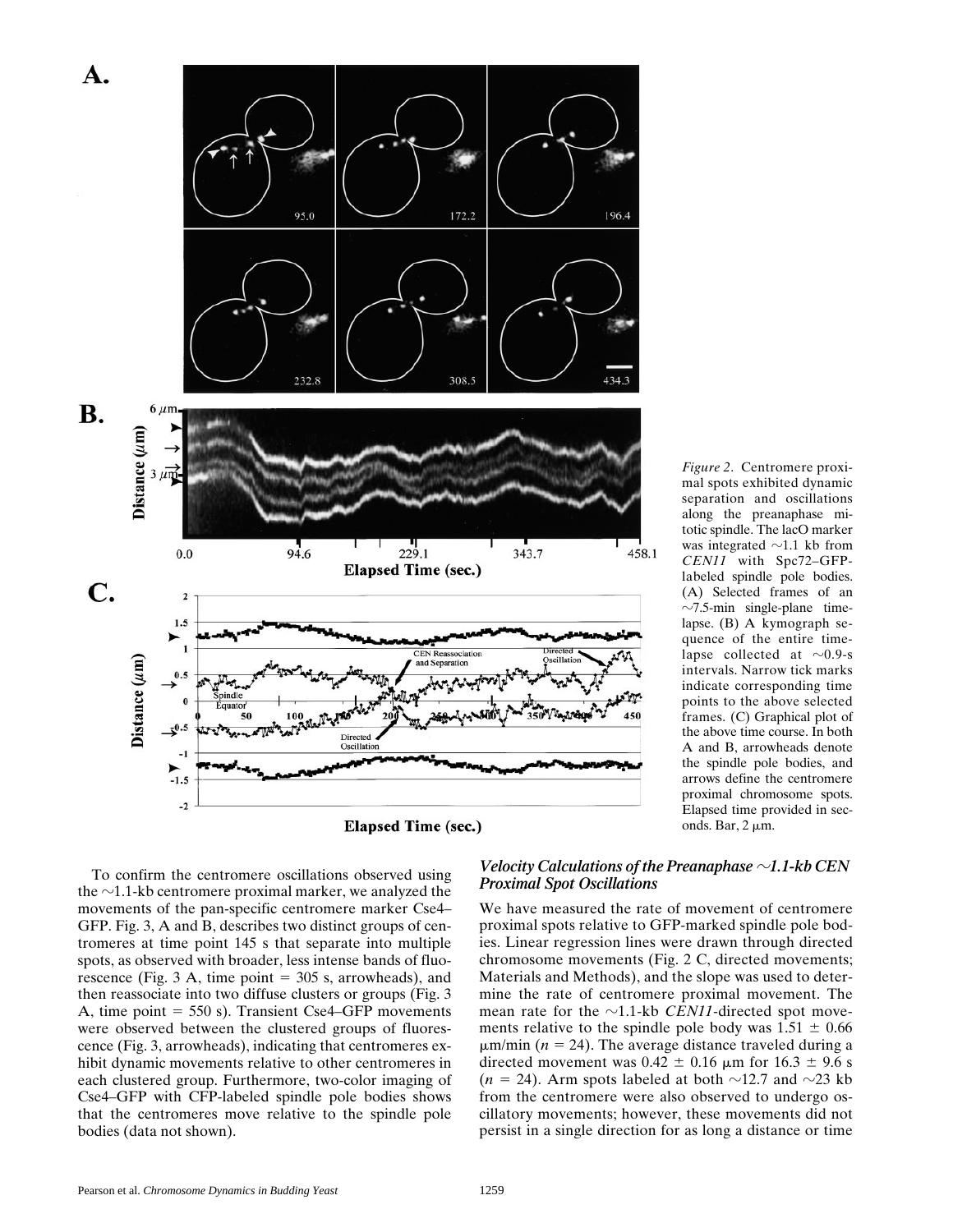*Figure 2*. Centromere proximal spots exhibited dynamic separation and oscillations along the preanaphase mitotic spindle. The lacO marker was integrated ~1.1 kb from *CEN11* with Spc72–GFP-labeled spindle pole bodies. (A) Selected frames of an ~7.5-min single-plane time-lapse. (B) A kymograph sequence of the entire time-lapse collected at ~0.9-s intervals. Narrow tick marks indicate corresponding time points to the above selected frames. (C) Graphical plot of the above time course. In both A and B, arrowheads denote the spindle pole bodies, and arrows define the centromere proximal chromosome spots. Elapsed time provided in seconds. Bar, 2 μm.

To confirm the centromere oscillations observed using the ~1.1-kb centromere proximal marker, we analyzed the movements of the pan-specific centromere marker Cse4–GFP. Fig. 3, A and B, describes two distinct groups of centromeres at time point 145 s that separate into multiple spots, as observed with broader, less intense bands of fluorescence (Fig. 3 A, time point = 305 s, arrowheads), and then reassociate into two diffuse clusters or groups (Fig. 3 A, time point = 550 s). Transient Cse4–GFP movements were observed between the clustered groups of fluorescence (Fig. 3, arrowheads), indicating that centromeres exhibit dynamic movements relative to other centromeres in each clustered group. Furthermore, two-color imaging of Cse4–GFP with CFP-labeled spindle pole bodies shows that the centromeres move relative to the spindle pole bodies (data not shown).

### *Velocity Calculations of the Preanaphase ~1.1-kb CEN Proximal Spot Oscillations*

We have measured the rate of movement of centromere proximal spots relative to GFP-marked spindle pole bodies. Linear regression lines were drawn through directed chromosome movements (Fig. 2 C, directed movements; Materials and Methods), and the slope was used to determine the rate of centromere proximal movement. The mean rate for the ~1.1-kb *CEN11*-directed spot movements relative to the spindle pole body was 1.51 ± 0.66 μm/min ($n = 24$). The average distance traveled during a directed movement was 0.42 ± 0.16 μm for 16.3 ± 9.6 s ($n = 24$). Arm spots labeled at both ~12.7 and ~23 kb from the centromere were also observed to undergo oscillatory movements; however, these movements did not persist in a single direction for as long a distance or time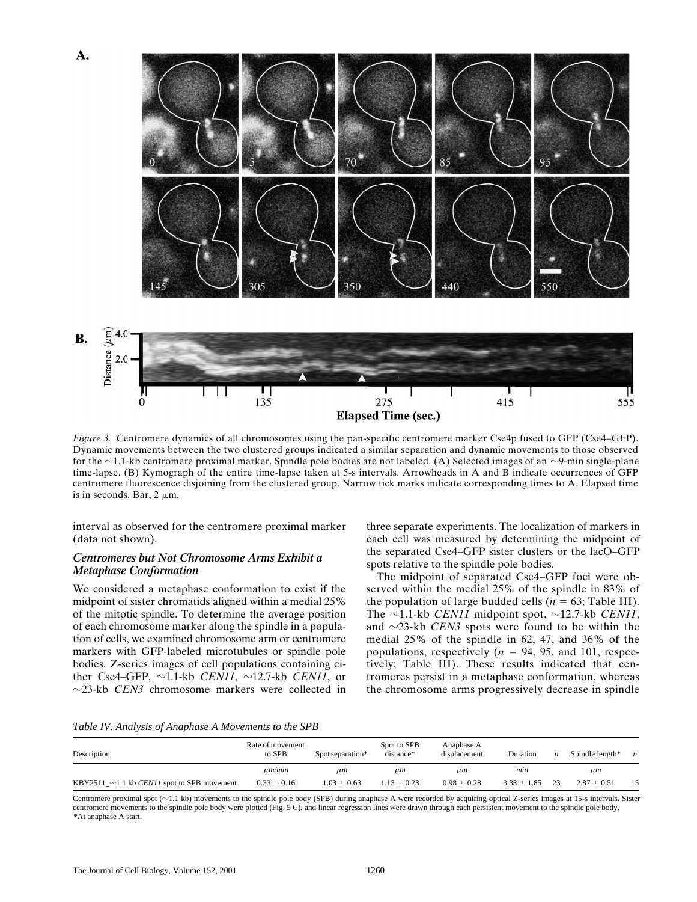*Figure 3.* Centromere dynamics of all chromosomes using the pan-specific centromere marker Cse4p fused to GFP (Cse4–GFP). Dynamic movements between the two clustered groups indicated a similar separation and dynamic movements to those observed for the ~1.1-kb centromere proximal marker. Spindle pole bodies are not labeled. (A) Selected images of an ~9-min single-plane time-lapse. (B) Kymograph of the entire time-lapse taken at 5-s intervals. Arrowheads in A and B indicate occurrences of GFP centromere fluorescence disjoining from the clustered group. Narrow tick marks indicate corresponding times to A. Elapsed time is in seconds. Bar, 2 μm.

interval as observed for the centromere proximal marker (data not shown).

### *Centromeres but Not Chromosome Arms Exhibit a Metaphase Conformation*

We considered a metaphase conformation to exist if the midpoint of sister chromatids aligned within a medial 25% of the mitotic spindle. To determine the average position of each chromosome marker along the spindle in a population of cells, we examined chromosome arm or centromere markers with GFP-labeled microtubules or spindle pole bodies. Z-series images of cell populations containing either Cse4–GFP, ~1.1-kb *CEN11*, ~12.7-kb *CEN11*, or ~23-kb *CEN3* chromosome markers were collected in three separate experiments. The localization of markers in each cell was measured by determining the midpoint of the separated Cse4–GFP sister clusters or the lacO–GFP spots relative to the spindle pole bodies.

The midpoint of separated Cse4–GFP foci were observed within the medial 25% of the spindle in 83% of the population of large budded cells ($n$ = 63; Table III). The ~1.1-kb *CEN11* midpoint spot, ~12.7-kb *CEN11*, and ~23-kb *CEN3* spots were found to be within the medial 25% of the spindle in 62, 47, and 36% of the populations, respectively ($n$ = 94, 95, and 101, respectively; Table III). These results indicated that centromeres persist in a metaphase conformation, whereas the chromosome arms progressively decrease in spindle

*Table IV. Analysis of Anaphase A Movements to the SPB*

| Description | Rate of movement to SPB | Spot separation* | Spot to SPB distance* | Anaphase A displacement | Duration | $n$ | Spindle length* | $n$ |
|---|---|---|---|---|---|---|---|---|
| | *μm/min* | *μm* | *μm* | *μm* | *min* | | *μm* | |
| KBY2511_~1.1 kb *CEN11* spot to SPB movement | 0.33 ± 0.16 | 1.03 ± 0.63 | 1.13 ± 0.23 | 0.98 ± 0.28 | 3.33 ± 1.85 | 23 | 2.87 ± 0.51 | 15 |

Centromere proximal spot (~1.1 kb) movements to the spindle pole body (SPB) during anaphase A were recorded by acquiring optical Z-series images at 15-s intervals. Sister centromere movements to the spindle pole body were plotted (Fig. 5 C), and linear regression lines were drawn through each persistent movement to the spindle pole body.
*At anaphase A start.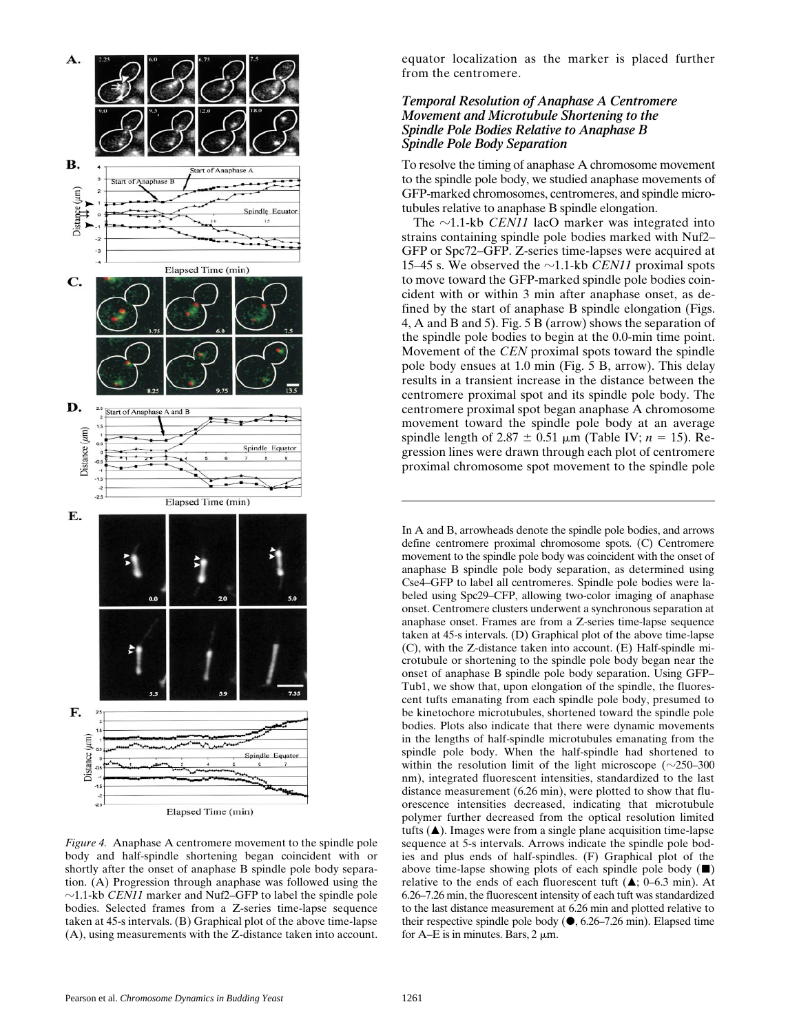equator localization as the marker is placed further from the centromere.

### Temporal Resolution of Anaphase A Centromere Movement and Microtubule Shortening to the Spindle Pole Bodies Relative to Anaphase B Spindle Pole Body Separation

To resolve the timing of anaphase A chromosome movement to the spindle pole body, we studied anaphase movements of GFP-marked chromosomes, centromeres, and spindle microtubules relative to anaphase B spindle elongation.

The ~1.1-kb *CEN11* lacO marker was integrated into strains containing spindle pole bodies marked with Nuf2–GFP or Spc72–GFP. Z-series time-lapses were acquired at 15–45 s. We observed the ~1.1-kb *CEN11* proximal spots to move toward the GFP-marked spindle pole bodies coincident with or within 3 min after anaphase onset, as defined by the start of anaphase B spindle elongation (Figs. 4, A and B and 5). Fig. 5 B (arrow) shows the separation of the spindle pole bodies to begin at the 0.0-min time point. Movement of the *CEN* proximal spots toward the spindle pole body ensues at 1.0 min (Fig. 5 B, arrow). This delay results in a transient increase in the distance between the centromere proximal spot and its spindle pole body. The centromere proximal spot began anaphase A chromosome movement toward the spindle pole body at an average spindle length of 2.87 ± 0.51 μm (Table IV; $n = 15$). Regression lines were drawn through each plot of centromere proximal chromosome spot movement to the spindle pole

*Figure 4.* Anaphase A centromere movement to the spindle pole body and half-spindle shortening began coincident with or shortly after the onset of anaphase B spindle pole body separation. (A) Progression through anaphase was followed using the ~1.1-kb *CEN11* marker and Nuf2–GFP to label the spindle pole bodies. Selected frames from a Z-series time-lapse sequence taken at 45-s intervals. (B) Graphical plot of the above time-lapse (A), using measurements with the Z-distance taken into account. In A and B, arrowheads denote the spindle pole bodies, and arrows define centromere proximal chromosome spots. (C) Centromere movement to the spindle pole body was coincident with the onset of anaphase B spindle pole body separation, as determined using Cse4–GFP to label all centromeres. Spindle pole bodies were labeled using Spc29–CFP, allowing two-color imaging of anaphase onset. Centromere clusters underwent a synchronous separation at anaphase onset. Frames are from a Z-series time-lapse sequence taken at 45-s intervals. (D) Graphical plot of the above time-lapse (C), with the Z-distance taken into account. (E) Half-spindle microtubule or shortening to the spindle pole body began near the onset of anaphase B spindle pole body separation. Using GFP–Tub1, we show that, upon elongation of the spindle, the fluorescent tufts emanating from each spindle pole body, presumed to be kinetochore microtubules, shortened toward the spindle pole bodies. Plots also indicate that there were dynamic movements in the lengths of half-spindle microtubules emanating from the spindle pole body. When the half-spindle had shortened to within the resolution limit of the light microscope (~250–300 nm), integrated fluorescent intensities, standardized to the last distance measurement (6.26 min), were plotted to show that fluorescence intensities decreased, indicating that microtubule polymer further decreased from the optical resolution limited tufts (▲). Images were from a single plane acquisition time-lapse sequence at 5-s intervals. Arrows indicate the spindle pole bodies and plus ends of half-spindles. (F) Graphical plot of the above time-lapse showing plots of each spindle pole body (■) relative to the ends of each fluorescent tuft (▲; 0–6.3 min). At 6.26–7.26 min, the fluorescent intensity of each tuft was standardized to the last distance measurement at 6.26 min and plotted relative to their respective spindle pole body (●, 6.26–7.26 min). Elapsed time for A–E is in minutes. Bars, 2 μm.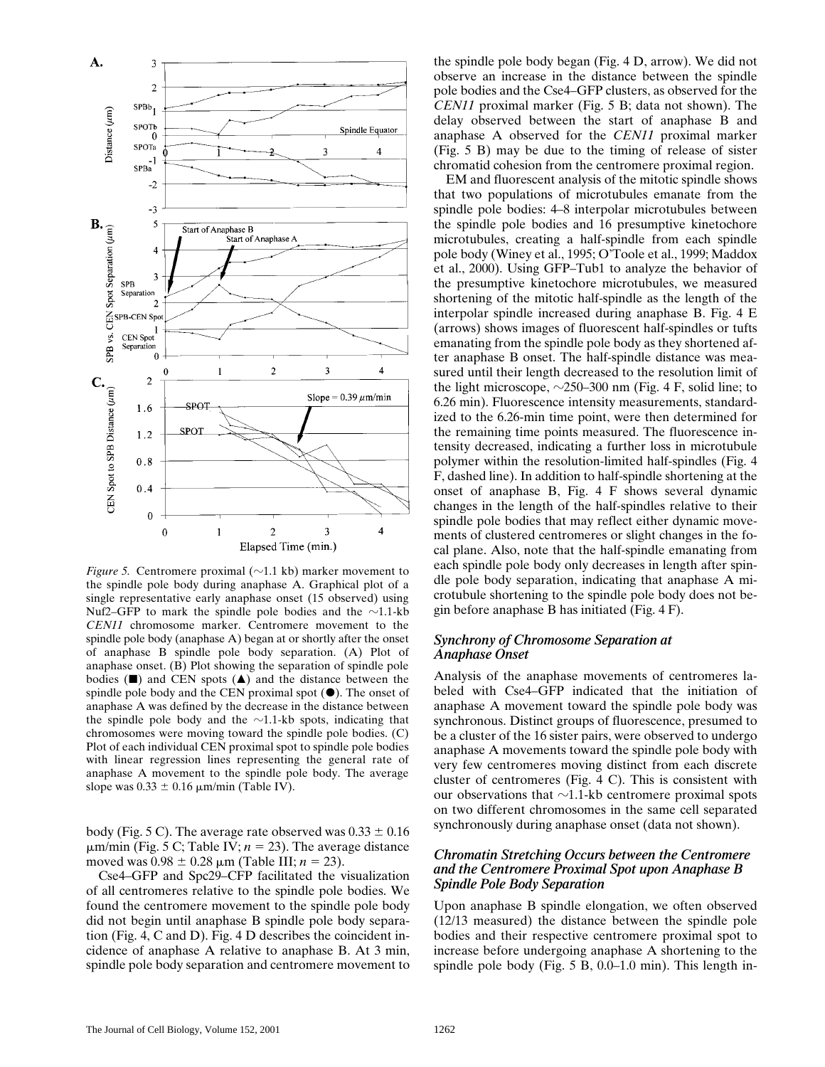*Figure 5.* Centromere proximal (~1.1 kb) marker movement to the spindle pole body during anaphase A. Graphical plot of a single representative early anaphase onset (15 observed) using Nuf2–GFP to mark the spindle pole bodies and the ~1.1-kb *CEN11* chromosome marker. Centromere movement to the spindle pole body (anaphase A) began at or shortly after the onset of anaphase B spindle pole body separation. (A) Plot of anaphase onset. (B) Plot showing the separation of spindle pole bodies (■) and CEN spots (▲) and the distance between the spindle pole body and the CEN proximal spot (●). The onset of anaphase A was defined by the decrease in the distance between the spindle pole body and the ~1.1-kb spots, indicating that chromosomes were moving toward the spindle pole bodies. (C) Plot of each individual CEN proximal spot to spindle pole bodies with linear regression lines representing the general rate of anaphase A movement to the spindle pole body. The average slope was 0.33 ± 0.16 μm/min (Table IV).

body (Fig. 5 C). The average rate observed was 0.33 ± 0.16 μm/min (Fig. 5 C; Table IV; $n = 23$). The average distance moved was 0.98 ± 0.28 μm (Table III; $n = 23$).

Cse4–GFP and Spc29–CFP facilitated the visualization of all centromeres relative to the spindle pole bodies. We found the centromere movement to the spindle pole body did not begin until anaphase B spindle pole body separation (Fig. 4, C and D). Fig. 4 D describes the coincident incidence of anaphase A relative to anaphase B. At 3 min, spindle pole body separation and centromere movement to the spindle pole body began (Fig. 4 D, arrow). We did not observe an increase in the distance between the spindle pole bodies and the Cse4–GFP clusters, as observed for the *CEN11* proximal marker (Fig. 5 B; data not shown). The delay observed between the start of anaphase B and anaphase A observed for the *CEN11* proximal marker (Fig. 5 B) may be due to the timing of release of sister chromatid cohesion from the centromere proximal region.

EM and fluorescent analysis of the mitotic spindle shows that two populations of microtubules emanate from the spindle pole bodies: 4–8 interpolar microtubules between the spindle pole bodies and 16 presumptive kinetochore microtubules, creating a half-spindle from each spindle pole body (Winey et al., 1995; O'Toole et al., 1999; Maddox et al., 2000). Using GFP–Tub1 to analyze the behavior of the presumptive kinetochore microtubules, we measured shortening of the mitotic half-spindle as the length of the interpolar spindle increased during anaphase B. Fig. 4 E (arrows) shows images of fluorescent half-spindles or tufts emanating from the spindle pole body as they shortened after anaphase B onset. The half-spindle distance was measured until their length decreased to the resolution limit of the light microscope, ~250–300 nm (Fig. 4 F, solid line; to 6.26 min). Fluorescence intensity measurements, standardized to the 6.26-min time point, were then determined for the remaining time points measured. The fluorescence intensity decreased, indicating a further loss in microtubule polymer within the resolution-limited half-spindles (Fig. 4 F, dashed line). In addition to half-spindle shortening at the onset of anaphase B, Fig. 4 F shows several dynamic changes in the length of the half-spindles relative to their spindle pole bodies that may reflect either dynamic movements of clustered centromeres or slight changes in the focal plane. Also, note that the half-spindle emanating from each spindle pole body only decreases in length after spindle pole body separation, indicating that anaphase A microtubule shortening to the spindle pole body does not begin before anaphase B has initiated (Fig. 4 F).

### *Synchrony of Chromosome Separation at Anaphase Onset*

Analysis of the anaphase movements of centromeres labeled with Cse4–GFP indicated that the initiation of anaphase A movement toward the spindle pole body was synchronous. Distinct groups of fluorescence, presumed to be a cluster of the 16 sister pairs, were observed to undergo anaphase A movements toward the spindle pole body with very few centromeres moving distinct from each discrete cluster of centromeres (Fig. 4 C). This is consistent with our observations that ~1.1-kb centromere proximal spots on two different chromosomes in the same cell separated synchronously during anaphase onset (data not shown).

### *Chromatin Stretching Occurs between the Centromere and the Centromere Proximal Spot upon Anaphase B Spindle Pole Body Separation*

Upon anaphase B spindle elongation, we often observed (12/13 measured) the distance between the spindle pole bodies and their respective centromere proximal spot to increase before undergoing anaphase A shortening to the spindle pole body (Fig. 5 B, 0.0–1.0 min). This length in-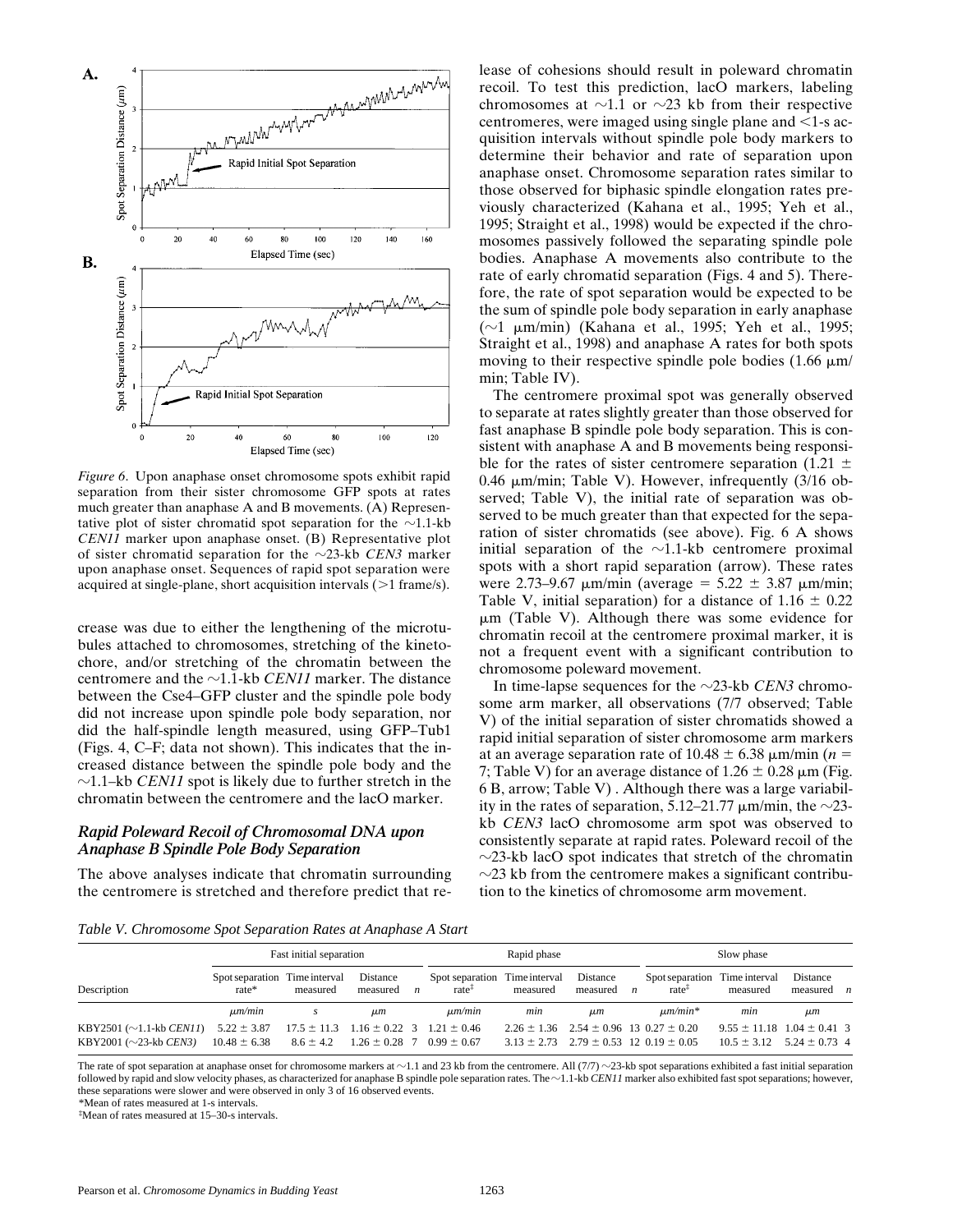*Figure 6.* Upon anaphase onset chromosome spots exhibit rapid separation from their sister chromosome GFP spots at rates much greater than anaphase A and B movements. (A) Representative plot of sister chromatid spot separation for the ~1.1-kb *CEN11* marker upon anaphase onset. (B) Representative plot of sister chromatid separation for the ~23-kb *CEN3* marker upon anaphase onset. Sequences of rapid spot separation were acquired at single-plane, short acquisition intervals (>1 frame/s).

crease was due to either the lengthening of the microtubules attached to chromosomes, stretching of the kinetochore, and/or stretching of the chromatin between the centromere and the ~1.1-kb *CEN11* marker. The distance between the Cse4–GFP cluster and the spindle pole body did not increase upon spindle pole body separation, nor did the half-spindle length measured, using GFP–Tub1 (Figs. 4, C–F; data not shown). This indicates that the increased distance between the spindle pole body and the ~1.1–kb *CEN11* spot is likely due to further stretch in the chromatin between the centromere and the lacO marker.

### *Rapid Poleward Recoil of Chromosomal DNA upon Anaphase B Spindle Pole Body Separation*

The above analyses indicate that chromatin surrounding the centromere is stretched and therefore predict that release of cohesions should result in poleward chromatin recoil. To test this prediction, lacO markers, labeling chromosomes at ~1.1 or ~23 kb from their respective centromeres, were imaged using single plane and <1-s acquisition intervals without spindle pole body markers to determine their behavior and rate of separation upon anaphase onset. Chromosome separation rates similar to those observed for biphasic spindle elongation rates previously characterized (Kahana et al., 1995; Yeh et al., 1995; Straight et al., 1998) would be expected if the chromosomes passively followed the separating spindle pole bodies. Anaphase A movements also contribute to the rate of early chromatid separation (Figs. 4 and 5). Therefore, the rate of spot separation would be expected to be the sum of spindle pole body separation in early anaphase (~1 μm/min) (Kahana et al., 1995; Yeh et al., 1995; Straight et al., 1998) and anaphase A rates for both spots moving to their respective spindle pole bodies (1.66 μm/min; Table IV).

The centromere proximal spot was generally observed to separate at rates slightly greater than those observed for fast anaphase B spindle pole body separation. This is consistent with anaphase A and B movements being responsible for the rates of sister centromere separation (1.21 ± 0.46 μm/min; Table V). However, infrequently (3/16 observed; Table V), the initial rate of separation was observed to be much greater than that expected for the separation of sister chromatids (see above). Fig. 6 A shows initial separation of the ~1.1-kb centromere proximal spots with a short rapid separation (arrow). These rates were 2.73–9.67 μm/min (average = 5.22 ± 3.87 μm/min; Table V, initial separation) for a distance of 1.16 ± 0.22 μm (Table V). Although there was some evidence for chromatin recoil at the centromere proximal marker, it is not a frequent event with a significant contribution to chromosome poleward movement.

In time-lapse sequences for the ~23-kb *CEN3* chromosome arm marker, all observations (7/7 observed; Table V) of the initial separation of sister chromatids showed a rapid initial separation of sister chromosome arm markers at an average separation rate of 10.48 ± 6.38 μm/min ($n$ = 7; Table V) for an average distance of 1.26 ± 0.28 μm (Fig. 6 B, arrow; Table V). Although there was a large variability in the rates of separation, 5.12–21.77 μm/min, the ~23-kb *CEN3* lacO chromosome arm spot was observed to consistently separate at rapid rates. Poleward recoil of the ~23-kb lacO spot indicates that stretch of the chromatin ~23 kb from the centromere makes a significant contribution to the kinetics of chromosome arm movement.

*Table V. Chromosome Spot Separation Rates at Anaphase A Start*

| Description | Fast initial separation | | | | Rapid phase | | | | Slow phase | | | |
|---|---|---|---|---|---|---|---|---|---|---|---|---|
| | Spot separation rate* | Time interval measured | Distance measured | $n$ | Spot separation rate‡ | Time interval measured | Distance measured | $n$ | Spot separation rate‡ | Time interval measured | Distance measured | $n$ |
| | μm/min | s | μm | | μm/min | min | μm | | μm/min* | min | μm | |
| KBY2501 (~1.1-kb *CEN11*) | 5.22 ± 3.87 | 17.5 ± 11.3 | 1.16 ± 0.22 | 3 | 1.21 ± 0.46 | 2.26 ± 1.36 | 2.54 ± 0.96 | 13 | 0.27 ± 0.20 | 9.55 ± 11.18 | 1.04 ± 0.41 | 3 |
| KBY2001 (~23-kb *CEN3*) | 10.48 ± 6.38 | 8.6 ± 4.2 | 1.26 ± 0.28 | 7 | 0.99 ± 0.67 | 3.13 ± 2.73 | 2.79 ± 0.53 | 12 | 0.19 ± 0.05 | 10.5 ± 3.12 | 5.24 ± 0.73 | 4 |

The rate of spot separation at anaphase onset for chromosome markers at ~1.1 and 23 kb from the centromere. All (7/7) ~23-kb spot separations exhibited a fast initial separation followed by rapid and slow velocity phases, as characterized for anaphase B spindle pole separation rates. The ~1.1-kb *CEN11* marker also exhibited fast spot separations; however, these separations were slower and were observed in only 3 of 16 observed events.

*Mean of rates measured at 1-s intervals.

‡Mean of rates measured at 15–30-s intervals.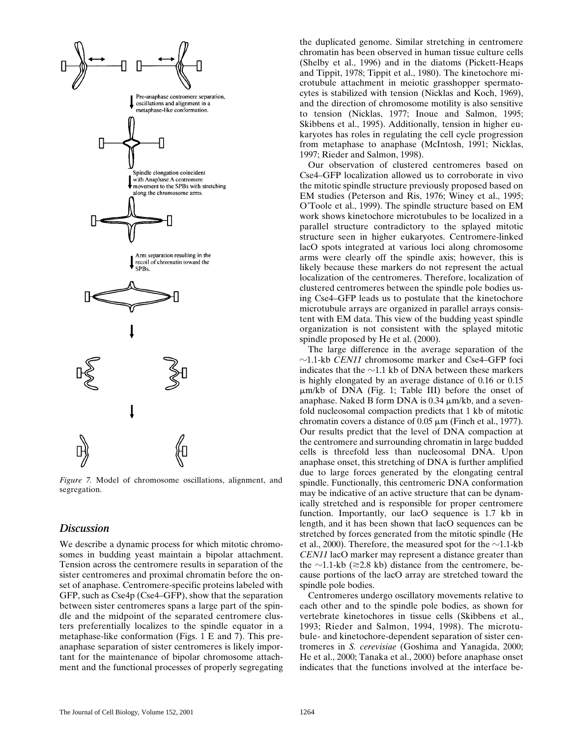Pre-anaphase centromere separation, oscillations and alignment in a metaphase-like conformation.

Spindle elongation coincident with Anaphase A centromere movement to the SPBs with stretching along the chromosome arms.

Arm separation resulting in the recoil of chromatin toward the SPBs.

*Figure 7.* Model of chromosome oscillations, alignment, and segregation.

## Discussion

We describe a dynamic process for which mitotic chromosomes in budding yeast maintain a bipolar attachment. Tension across the centromere results in separation of the sister centromeres and proximal chromatin before the onset of anaphase. Centromere-specific proteins labeled with GFP, such as Cse4p (Cse4–GFP), show that the separation between sister centromeres spans a large part of the spindle and the midpoint of the separated centromere clusters preferentially localizes to the spindle equator in a metaphase-like conformation (Figs. 1 E and 7). This preanaphase separation of sister centromeres is likely important for the maintenance of bipolar chromosome attachment and the functional processes of properly segregating the duplicated genome. Similar stretching in centromere chromatin has been observed in human tissue culture cells (Shelby et al., 1996) and in the diatoms (Pickett-Heaps and Tippit, 1978; Tippit et al., 1980). The kinetochore microtubule attachment in meiotic grasshopper spermatocytes is stabilized with tension (Nicklas and Koch, 1969), and the direction of chromosome motility is also sensitive to tension (Nicklas, 1977; Inoue and Salmon, 1995; Skibbens et al., 1995). Additionally, tension in higher eukaryotes has roles in regulating the cell cycle progression from metaphase to anaphase (McIntosh, 1991; Nicklas, 1997; Rieder and Salmon, 1998).

Our observation of clustered centromeres based on Cse4–GFP localization allowed us to corroborate in vivo the mitotic spindle structure previously proposed based on EM studies (Peterson and Ris, 1976; Winey et al., 1995; O'Toole et al., 1999). The spindle structure based on EM work shows kinetochore microtubules to be localized in a parallel structure contradictory to the splayed mitotic structure seen in higher eukaryotes. Centromere-linked lacO spots integrated at various loci along chromosome arms were clearly off the spindle axis; however, this is likely because these markers do not represent the actual localization of the centromeres. Therefore, localization of clustered centromeres between the spindle pole bodies using Cse4–GFP leads us to postulate that the kinetochore microtubule arrays are organized in parallel arrays consistent with EM data. This view of the budding yeast spindle organization is not consistent with the splayed mitotic spindle proposed by He et al. (2000).

The large difference in the average separation of the ~1.1-kb *CEN11* chromosome marker and Cse4–GFP foci indicates that the ~1.1 kb of DNA between these markers is highly elongated by an average distance of 0.16 or 0.15 μm/kb of DNA (Fig. 1; Table III) before the onset of anaphase. Naked B form DNA is 0.34 μm/kb, and a sevenfold nucleosomal compaction predicts that 1 kb of mitotic chromatin covers a distance of 0.05 μm (Finch et al., 1977). Our results predict that the level of DNA compaction at the centromere and surrounding chromatin in large budded cells is threefold less than nucleosomal DNA. Upon anaphase onset, this stretching of DNA is further amplified due to large forces generated by the elongating central spindle. Functionally, this centromeric DNA conformation may be indicative of an active structure that can be dynamically stretched and is responsible for proper centromere function. Importantly, our lacO sequence is 1.7 kb in length, and it has been shown that lacO sequences can be stretched by forces generated from the mitotic spindle (He et al., 2000). Therefore, the measured spot for the ~1.1-kb *CEN11* lacO marker may represent a distance greater than the ~1.1-kb (≳2.8 kb) distance from the centromere, because portions of the lacO array are stretched toward the spindle pole bodies.

Centromeres undergo oscillatory movements relative to each other and to the spindle pole bodies, as shown for vertebrate kinetochores in tissue cells (Skibbens et al., 1993; Rieder and Salmon, 1994, 1998). The microtubule- and kinetochore-dependent separation of sister centromeres in *S. cerevisiae* (Goshima and Yanagida, 2000; He et al., 2000; Tanaka et al., 2000) before anaphase onset indicates that the functions involved at the interface be-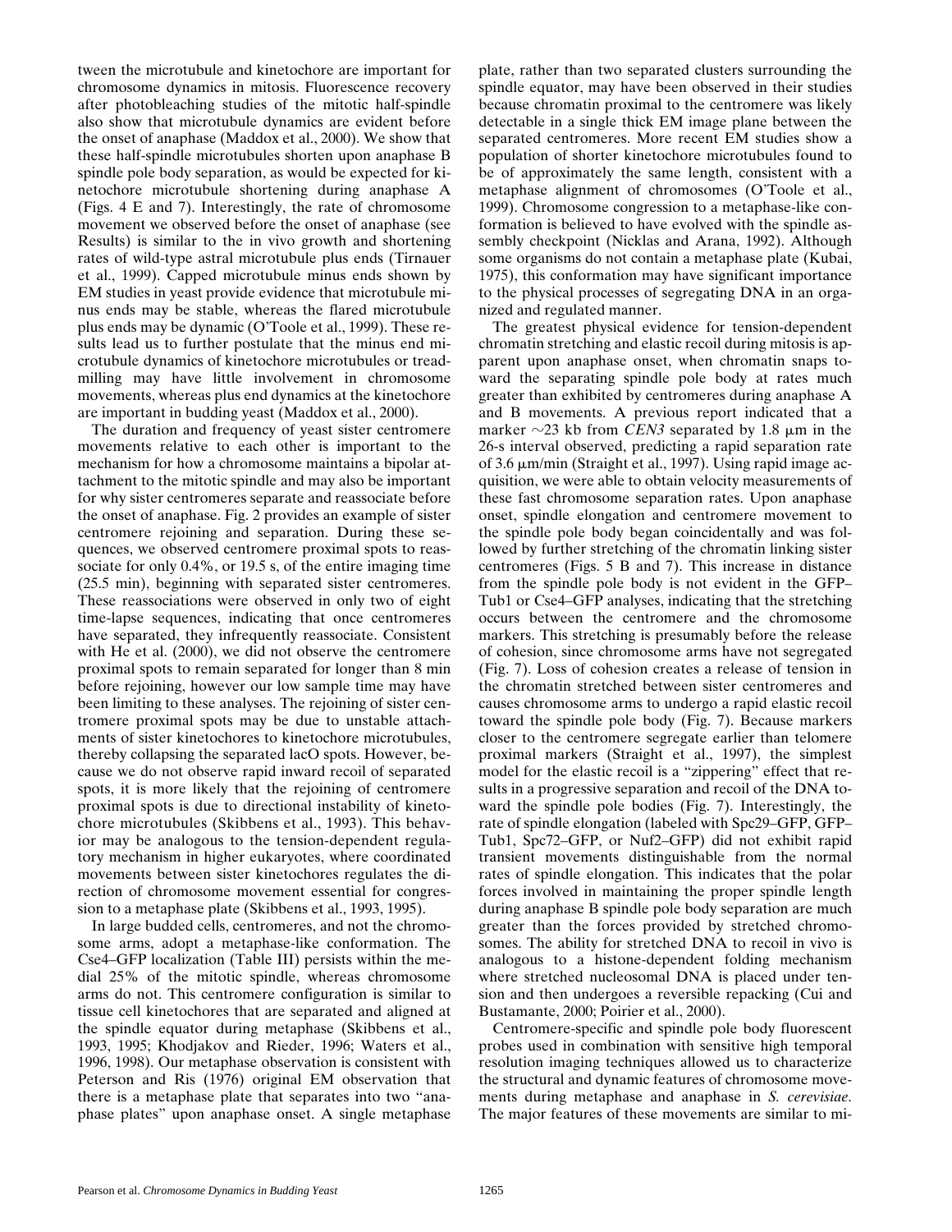tween the microtubule and kinetochore are important for chromosome dynamics in mitosis. Fluorescence recovery after photobleaching studies of the mitotic half-spindle also show that microtubule dynamics are evident before the onset of anaphase (Maddox et al., 2000). We show that these half-spindle microtubules shorten upon anaphase B spindle pole body separation, as would be expected for kinetochore microtubule shortening during anaphase A (Figs. 4 E and 7). Interestingly, the rate of chromosome movement we observed before the onset of anaphase (see Results) is similar to the in vivo growth and shortening rates of wild-type astral microtubule plus ends (Tirnauer et al., 1999). Capped microtubule minus ends shown by EM studies in yeast provide evidence that microtubule minus ends may be stable, whereas the flared microtubule plus ends may be dynamic (O'Toole et al., 1999). These results lead us to further postulate that the minus end microtubule dynamics of kinetochore microtubules or treadmilling may have little involvement in chromosome movements, whereas plus end dynamics at the kinetochore are important in budding yeast (Maddox et al., 2000).

The duration and frequency of yeast sister centromere movements relative to each other is important to the mechanism for how a chromosome maintains a bipolar attachment to the mitotic spindle and may also be important for why sister centromeres separate and reassociate before the onset of anaphase. Fig. 2 provides an example of sister centromere rejoining and separation. During these sequences, we observed centromere proximal spots to reassociate for only 0.4%, or 19.5 s, of the entire imaging time (25.5 min), beginning with separated sister centromeres. These reassociations were observed in only two of eight time-lapse sequences, indicating that once centromeres have separated, they infrequently reassociate. Consistent with He et al. (2000), we did not observe the centromere proximal spots to remain separated for longer than 8 min before rejoining, however our low sample time may have been limiting to these analyses. The rejoining of sister centromere proximal spots may be due to unstable attachments of sister kinetochores to kinetochore microtubules, thereby collapsing the separated lacO spots. However, because we do not observe rapid inward recoil of separated spots, it is more likely that the rejoining of centromere proximal spots is due to directional instability of kinetochore microtubules (Skibbens et al., 1993). This behavior may be analogous to the tension-dependent regulatory mechanism in higher eukaryotes, where coordinated movements between sister kinetochores regulates the direction of chromosome movement essential for congression to a metaphase plate (Skibbens et al., 1993, 1995).

In large budded cells, centromeres, and not the chromosome arms, adopt a metaphase-like conformation. The Cse4–GFP localization (Table III) persists within the medial 25% of the mitotic spindle, whereas chromosome arms do not. This centromere configuration is similar to tissue cell kinetochores that are separated and aligned at the spindle equator during metaphase (Skibbens et al., 1993, 1995; Khodjakov and Rieder, 1996; Waters et al., 1996, 1998). Our metaphase observation is consistent with Peterson and Ris (1976) original EM observation that there is a metaphase plate that separates into two "anaphase plates" upon anaphase onset. A single metaphase plate, rather than two separated clusters surrounding the spindle equator, may have been observed in their studies because chromatin proximal to the centromere was likely detectable in a single thick EM image plane between the separated centromeres. More recent EM studies show a population of shorter kinetochore microtubules found to be of approximately the same length, consistent with a metaphase alignment of chromosomes (O'Toole et al., 1999). Chromosome congression to a metaphase-like conformation is believed to have evolved with the spindle assembly checkpoint (Nicklas and Arana, 1992). Although some organisms do not contain a metaphase plate (Kubai, 1975), this conformation may have significant importance to the physical processes of segregating DNA in an organized and regulated manner.

The greatest physical evidence for tension-dependent chromatin stretching and elastic recoil during mitosis is apparent upon anaphase onset, when chromatin snaps toward the separating spindle pole body at rates much greater than exhibited by centromeres during anaphase A and B movements. A previous report indicated that a marker ~23 kb from *CEN3* separated by 1.8 μm in the 26-s interval observed, predicting a rapid separation rate of 3.6 μm/min (Straight et al., 1997). Using rapid image acquisition, we were able to obtain velocity measurements of these fast chromosome separation rates. Upon anaphase onset, spindle elongation and centromere movement to the spindle pole body began coincidentally and was followed by further stretching of the chromatin linking sister centromeres (Figs. 5 B and 7). This increase in distance from the spindle pole body is not evident in the GFP–Tub1 or Cse4–GFP analyses, indicating that the stretching occurs between the centromere and the chromosome markers. This stretching is presumably before the release of cohesion, since chromosome arms have not segregated (Fig. 7). Loss of cohesion creates a release of tension in the chromatin stretched between sister centromeres and causes chromosome arms to undergo a rapid elastic recoil toward the spindle pole body (Fig. 7). Because markers closer to the centromere segregate earlier than telomere proximal markers (Straight et al., 1997), the simplest model for the elastic recoil is a "zippering" effect that results in a progressive separation and recoil of the DNA toward the spindle pole bodies (Fig. 7). Interestingly, the rate of spindle elongation (labeled with Spc29–GFP, GFP–Tub1, Spc72–GFP, or Nuf2–GFP) did not exhibit rapid transient movements distinguishable from the normal rates of spindle elongation. This indicates that the polar forces involved in maintaining the proper spindle length during anaphase B spindle pole body separation are much greater than the forces provided by stretched chromosomes. The ability for stretched DNA to recoil in vivo is analogous to a histone-dependent folding mechanism where stretched nucleosomal DNA is placed under tension and then undergoes a reversible repacking (Cui and Bustamante, 2000; Poirier et al., 2000).

Centromere-specific and spindle pole body fluorescent probes used in combination with sensitive high temporal resolution imaging techniques allowed us to characterize the structural and dynamic features of chromosome movements during metaphase and anaphase in *S. cerevisiae*. The major features of these movements are similar to mi-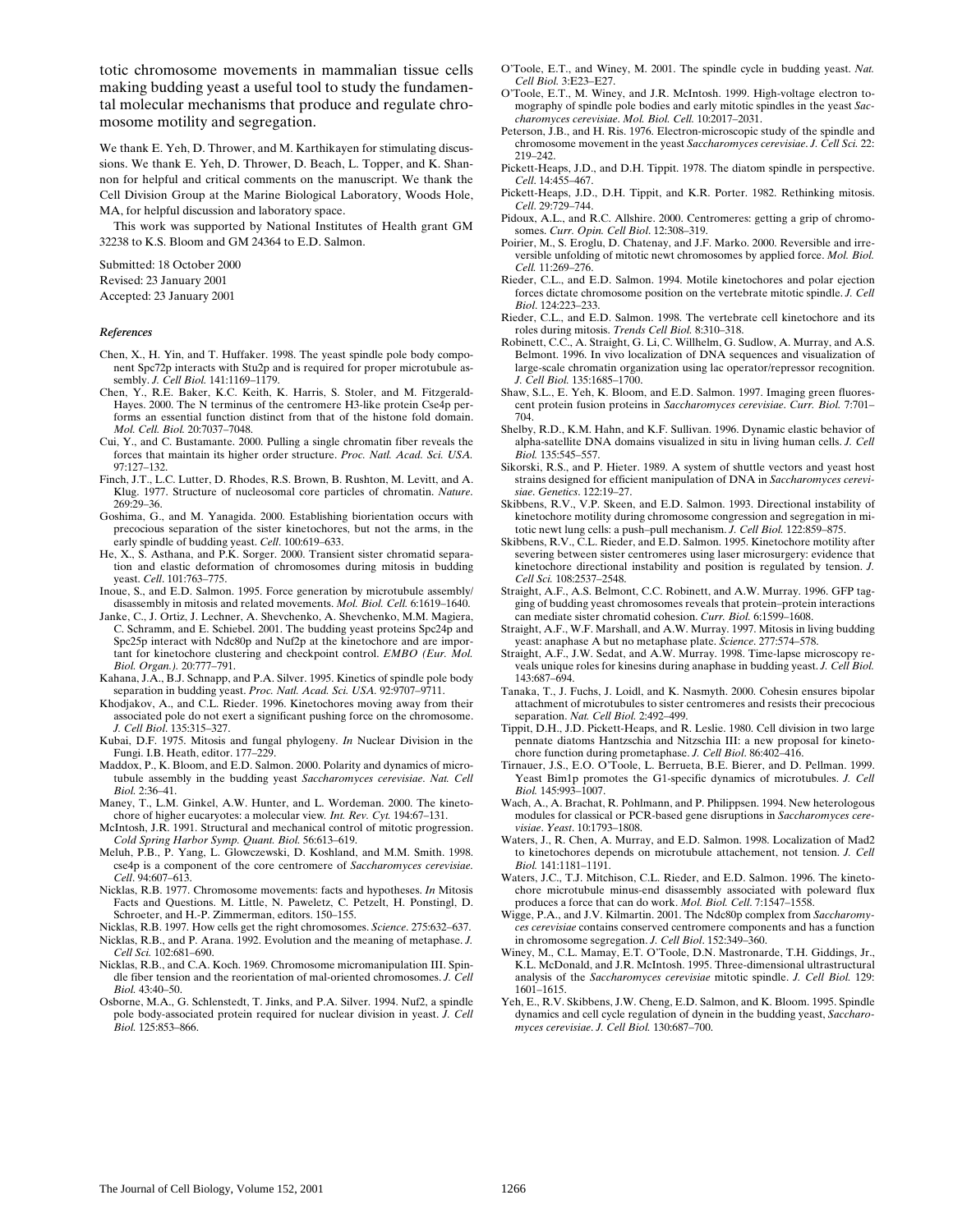totic chromosome movements in mammalian tissue cells making budding yeast a useful tool to study the fundamental molecular mechanisms that produce and regulate chromosome motility and segregation.

We thank E. Yeh, D. Thrower, and M. Karthikayen for stimulating discussions. We thank E. Yeh, D. Thrower, D. Beach, L. Topper, and K. Shannon for helpful and critical comments on the manuscript. We thank the Cell Division Group at the Marine Biological Laboratory, Woods Hole, MA, for helpful discussion and laboratory space.

This work was supported by National Institutes of Health grant GM 32238 to K.S. Bloom and GM 24364 to E.D. Salmon.

Submitted: 18 October 2000
Revised: 23 January 2001
Accepted: 23 January 2001

### *References*

Chen, X., H. Yin, and T. Huffaker. 1998. The yeast spindle pole body component Spc72p interacts with Stu2p and is required for proper microtubule assembly. *J. Cell Biol.* 141:1169–1179.

Chen, Y., R.E. Baker, K.C. Keith, K. Harris, S. Stoler, and M. Fitzgerald-Hayes. 2000. The N terminus of the centromere H3-like protein Cse4p performs an essential function distinct from that of the histone fold domain. *Mol. Cell. Biol.* 20:7037–7048.

Cui, Y., and C. Bustamante. 2000. Pulling a single chromatin fiber reveals the forces that maintain its higher order structure. *Proc. Natl. Acad. Sci. USA.* 97:127–132.

Finch, J.T., L.C. Lutter, D. Rhodes, R.S. Brown, B. Rushton, M. Levitt, and A. Klug. 1977. Structure of nucleosomal core particles of chromatin. *Nature*. 269:29–36.

Goshima, G., and M. Yanagida. 2000. Establishing biorientation occurs with precocious separation of the sister kinetochores, but not the arms, in the early spindle of budding yeast. *Cell*. 100:619–633.

He, X., S. Asthana, and P.K. Sorger. 2000. Transient sister chromatid separation and elastic deformation of chromosomes during mitosis in budding yeast. *Cell*. 101:763–775.

Inoue, S., and E.D. Salmon. 1995. Force generation by microtubule assembly/disassembly in mitosis and related movements. *Mol. Biol. Cell.* 6:1619–1640.

Janke, C., J. Ortiz, J. Lechner, A. Shevchenko, A. Shevchenko, M.M. Magiera, C. Schramm, and E. Schiebel. 2001. The budding yeast proteins Spc24p and Spc25p interact with Ndc80p and Nuf2p at the kinetochore and are important for kinetochore clustering and checkpoint control. *EMBO (Eur. Mol. Biol. Organ.)*. 20:777–791.

Kahana, J.A., B.J. Schnapp, and P.A. Silver. 1995. Kinetics of spindle pole body separation in budding yeast. *Proc. Natl. Acad. Sci. USA.* 92:9707–9711.

Khodjakov, A., and C.L. Rieder. 1996. Kinetochores moving away from their associated pole do not exert a significant pushing force on the chromosome. *J. Cell Biol*. 135:315–327.

Kubai, D.F. 1975. Mitosis and fungal phylogeny. *In* Nuclear Division in the Fungi. I.B. Heath, editor. 177–229.

Maddox, P., K. Bloom, and E.D. Salmon. 2000. Polarity and dynamics of microtubule assembly in the budding yeast *Saccharomyces cerevisiae*. *Nat. Cell Biol.* 2:36–41.

Maney, T., L.M. Ginkel, A.W. Hunter, and L. Wordeman. 2000. The kinetochore of higher eucaryotes: a molecular view. *Int. Rev. Cyt.* 194:67–131.

McIntosh, J.R. 1991. Structural and mechanical control of mitotic progression. *Cold Spring Harbor Symp. Quant. Biol.* 56:613–619.

Meluh, P.B., P. Yang, L. Glowczewski, D. Koshland, and M.M. Smith. 1998. cse4p is a component of the core centromere of *Saccharomyces cerevisiae*. *Cell*. 94:607–613.

Nicklas, R.B. 1977. Chromosome movements: facts and hypotheses. *In* Mitosis Facts and Questions. M. Little, N. Paweletz, C. Petzelt, H. Ponstingl, D. Schroeter, and H.-P. Zimmerman, editors. 150–155.

Nicklas, R.B. 1997. How cells get the right chromosomes. *Science*. 275:632–637.

Nicklas, R.B., and P. Arana. 1992. Evolution and the meaning of metaphase. *J. Cell Sci.* 102:681–690.

Nicklas, R.B., and C.A. Koch. 1969. Chromosome micromanipulation III. Spindle fiber tension and the reorientation of mal-oriented chromosomes. *J. Cell Biol.* 43:40–50.

Osborne, M.A., G. Schlenstedt, T. Jinks, and P.A. Silver. 1994. Nuf2, a spindle pole body-associated protein required for nuclear division in yeast. *J. Cell Biol.* 125:853–866.

O'Toole, E.T., and Winey, M. 2001. The spindle cycle in budding yeast. *Nat. Cell Biol.* 3:E23–E27.

O'Toole, E.T., M. Winey, and J.R. McIntosh. 1999. High-voltage electron tomography of spindle pole bodies and early mitotic spindles in the yeast *Saccharomyces cerevisiae*. *Mol. Biol. Cell.* 10:2017–2031.

Peterson, J.B., and H. Ris. 1976. Electron-microscopic study of the spindle and chromosome movement in the yeast *Saccharomyces cerevisiae*. *J. Cell Sci.* 22: 219–242.

Pickett-Heaps, J.D., and D.H. Tippit. 1978. The diatom spindle in perspective. *Cell*. 14:455–467.

Pickett-Heaps, J.D., D.H. Tippit, and K.R. Porter. 1982. Rethinking mitosis. *Cell*. 29:729–744.

Pidoux, A.L., and R.C. Allshire. 2000. Centromeres: getting a grip of chromosomes. *Curr. Opin. Cell Biol*. 12:308–319.

Poirier, M., S. Eroglu, D. Chatenay, and J.F. Marko. 2000. Reversible and irreversible unfolding of mitotic newt chromosomes by applied force. *Mol. Biol. Cell.* 11:269–276.

Rieder, C.L., and E.D. Salmon. 1994. Motile kinetochores and polar ejection forces dictate chromosome position on the vertebrate mitotic spindle. *J. Cell Biol*. 124:223–233.

Rieder, C.L., and E.D. Salmon. 1998. The vertebrate cell kinetochore and its roles during mitosis. *Trends Cell Biol.* 8:310–318.

Robinett, C.C., A. Straight, G. Li, C. Willhelm, G. Sudlow, A. Murray, and A.S. Belmont. 1996. In vivo localization of DNA sequences and visualization of large-scale chromatin organization using lac operator/repressor recognition. *J. Cell Biol.* 135:1685–1700.

Shaw, S.L., E. Yeh, K. Bloom, and E.D. Salmon. 1997. Imaging green fluorescent protein fusion proteins in *Saccharomyces cerevisiae*. *Curr. Biol.* 7:701–704.

Shelby, R.D., K.M. Hahn, and K.F. Sullivan. 1996. Dynamic elastic behavior of alpha-satellite DNA domains visualized in situ in living human cells. *J. Cell Biol.* 135:545–557.

Sikorski, R.S., and P. Hieter. 1989. A system of shuttle vectors and yeast host strains designed for efficient manipulation of DNA in *Saccharomyces cerevisiae*. *Genetics*. 122:19–27.

Skibbens, R.V., V.P. Skeen, and E.D. Salmon. 1993. Directional instability of kinetochore motility during chromosome congression and segregation in mitotic newt lung cells: a push–pull mechanism. *J. Cell Biol.* 122:859–875.

Skibbens, R.V., C.L. Rieder, and E.D. Salmon. 1995. Kinetochore motility after severing between sister centromeres using laser microsurgery: evidence that kinetochore directional instability and position is regulated by tension. *J. Cell Sci.* 108:2537–2548.

Straight, A.F., A.S. Belmont, C.C. Robinett, and A.W. Murray. 1996. GFP tagging of budding yeast chromosomes reveals that protein–protein interactions can mediate sister chromatid cohesion. *Curr. Biol.* 6:1599–1608.

Straight, A.F., W.F. Marshall, and A.W. Murray. 1997. Mitosis in living budding yeast: anaphase A but no metaphase plate. *Science*. 277:574–578.

Straight, A.F., J.W. Sedat, and A.W. Murray. 1998. Time-lapse microscopy reveals unique roles for kinesins during anaphase in budding yeast. *J. Cell Biol.* 143:687–694.

Tanaka, T., J. Fuchs, J. Loidl, and K. Nasmyth. 2000. Cohesin ensures bipolar attachment of microtubules to sister centromeres and resists their precocious separation. *Nat. Cell Biol.* 2:492–499.

Tippit, D.H., J.D. Pickett-Heaps, and R. Leslie. 1980. Cell division in two large pennate diatoms Hantzschia and Nitzschia III: a new proposal for kinetochore function during prometaphase. *J. Cell Biol*. 86:402–416.

Tirnauer, J.S., E.O. O'Toole, L. Berrueta, B.E. Bierer, and D. Pellman. 1999. Yeast Bim1p promotes the G1-specific dynamics of microtubules. *J. Cell Biol.* 145:993–1007.

Wach, A., A. Brachat, R. Pohlmann, and P. Philippsen. 1994. New heterologous modules for classical or PCR-based gene disruptions in *Saccharomyces cerevisiae*. *Yeast*. 10:1793–1808.

Waters, J., R. Chen, A. Murray, and E.D. Salmon. 1998. Localization of Mad2 to kinetochores depends on microtubule attachement, not tension. *J. Cell Biol.* 141:1181–1191.

Waters, J.C., T.J. Mitchison, C.L. Rieder, and E.D. Salmon. 1996. The kinetochore microtubule minus-end disassembly associated with poleward flux produces a force that can do work. *Mol. Biol. Cell.* 7:1547–1558.

Wigge, P.A., and J.V. Kilmartin. 2001. The Ndc80p complex from *Saccharomyces cerevisiae* contains conserved centromere components and has a function in chromosome segregation. *J. Cell Biol*. 152:349–360.

Winey, M., C.L. Mamay, E.T. O'Toole, D.N. Mastronarde, T.H. Giddings, Jr., K.L. McDonald, and J.R. McIntosh. 1995. Three-dimensional ultrastructural analysis of the *Saccharomyces cerevisiae* mitotic spindle. *J. Cell Biol.* 129: 1601–1615.

Yeh, E., R.V. Skibbens, J.W. Cheng, E.D. Salmon, and K. Bloom. 1995. Spindle dynamics and cell cycle regulation of dynein in the budding yeast, *Saccharomyces cerevisiae*. *J. Cell Biol.* 130:687–700.